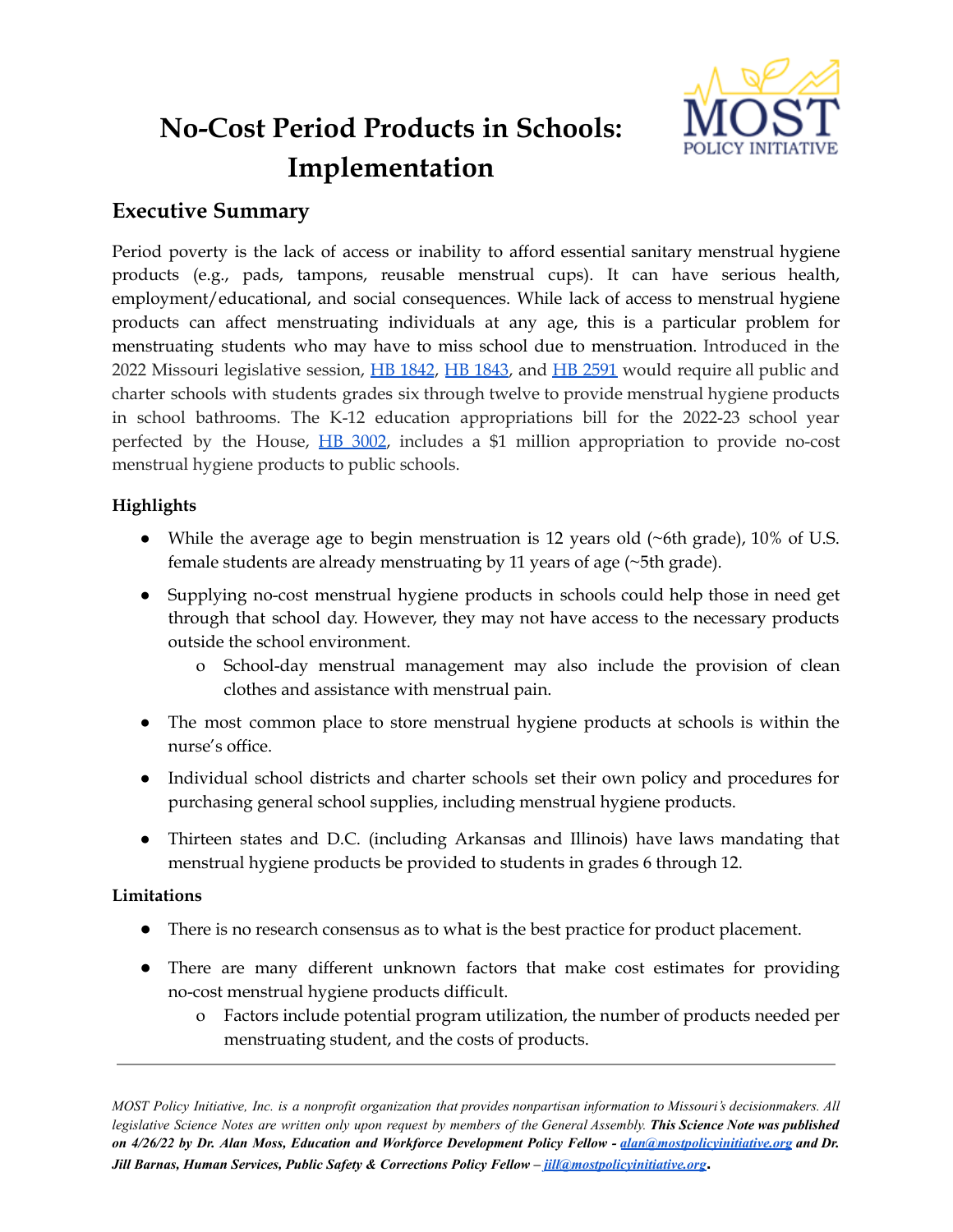# No-Cost Period Products in Schools: Implementation

## Executive Summary

Period poverty is the lack of access or inability to afford essential sanitary menstrual hygiene products (e.g., pads, tampons, reusable menstrual cups). It can have serious health, employment/educational, and social consequences. While lack of access to menstrual hygiene products can affect menstruating individuals at any age, this is a particular problem for menstruating students who may have to miss school due to menstruation. Introduced in the 2022 Missouri legislative session, [HB 1842](), [HB 1843](), and [HB 2591]() would require all public and charter schools with students grades six through twelve to provide menstrual hygiene products in school bathrooms. The K-12 education appropriations bill for the 2022-23 school year perfected by the House, [HB 3002](), includes a $1 million appropriation to provide no-cost menstrual hygiene products to public schools.

### Highlights

- While the average age to begin menstruation is 12 years old (~6th grade), 10% of U.S. female students are already menstruating by 11 years of age (~5th grade).
- Supplying no-cost menstrual hygiene products in schools could help those in need get through that school day. However, they may not have access to the necessary products outside the school environment.
  - School-day menstrual management may also include the provision of clean clothes and assistance with menstrual pain.
- The most common place to store menstrual hygiene products at schools is within the nurse's office.
- Individual school districts and charter schools set their own policy and procedures for purchasing general school supplies, including menstrual hygiene products.
- Thirteen states and D.C. (including Arkansas and Illinois) have laws mandating that menstrual hygiene products be provided to students in grades 6 through 12.

### Limitations

- There is no research consensus as to what is the best practice for product placement.
- There are many different unknown factors that make cost estimates for providing no-cost menstrual hygiene products difficult.
  - Factors include potential program utilization, the number of products needed per menstruating student, and the costs of products.

---

*MOST Policy Initiative, Inc. is a nonprofit organization that provides nonpartisan information to Missouri's decisionmakers. All legislative Science Notes are written only upon request by members of the General Assembly.* ***This Science Note was published on 4/26/22 by Dr. Alan Moss, Education and Workforce Development Policy Fellow - [alan@mostpolicyinitiative.org](mailto:alan@mostpolicyinitiative.org) and Dr. Jill Barnas, Human Services, Public Safety & Corrections Policy Fellow – [jill@mostpolicyinitiative.org](mailto:jill@mostpolicyinitiative.org).***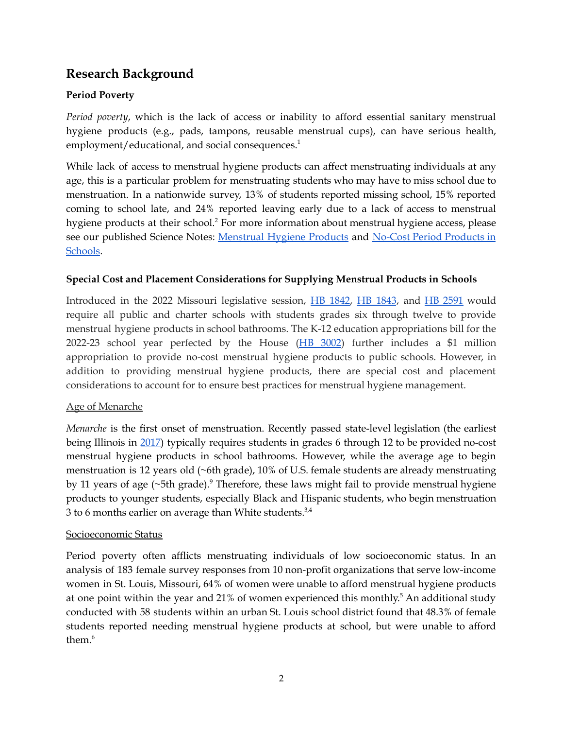## Research Background

### Period Poverty

*Period poverty*, which is the lack of access or inability to afford essential sanitary menstrual hygiene products (e.g., pads, tampons, reusable menstrual cups), can have serious health, employment/educational, and social consequences.[1]

While lack of access to menstrual hygiene products can affect menstruating individuals at any age, this is a particular problem for menstruating students who may have to miss school due to menstruation. In a nationwide survey, 13% of students reported missing school, 15% reported coming to school late, and 24% reported leaving early due to a lack of access to menstrual hygiene products at their school.[2] For more information about menstrual hygiene access, please see our published Science Notes: Menstrual Hygiene Products and No-Cost Period Products in Schools.

### Special Cost and Placement Considerations for Supplying Menstrual Products in Schools

Introduced in the 2022 Missouri legislative session, HB 1842, HB 1843, and HB 2591 would require all public and charter schools with students grades six through twelve to provide menstrual hygiene products in school bathrooms. The K-12 education appropriations bill for the 2022-23 school year perfected by the House (HB 3002) further includes a $1 million appropriation to provide no-cost menstrual hygiene products to public schools. However, in addition to providing menstrual hygiene products, there are special cost and placement considerations to account for to ensure best practices for menstrual hygiene management.

<u>Age of Menarche</u>

*Menarche* is the first onset of menstruation. Recently passed state-level legislation (the earliest being Illinois in 2017) typically requires students in grades 6 through 12 to be provided no-cost menstrual hygiene products in school bathrooms. However, while the average age to begin menstruation is 12 years old (~6th grade), 10% of U.S. female students are already menstruating by 11 years of age (~5th grade).[9] Therefore, these laws might fail to provide menstrual hygiene products to younger students, especially Black and Hispanic students, who begin menstruation 3 to 6 months earlier on average than White students.[3,4]

<u>Socioeconomic Status</u>

Period poverty often afflicts menstruating individuals of low socioeconomic status. In an analysis of 183 female survey responses from 10 non-profit organizations that serve low-income women in St. Louis, Missouri, 64% of women were unable to afford menstrual hygiene products at one point within the year and 21% of women experienced this monthly.[5] An additional study conducted with 58 students within an urban St. Louis school district found that 48.3% of female students reported needing menstrual hygiene products at school, but were unable to afford them.[6]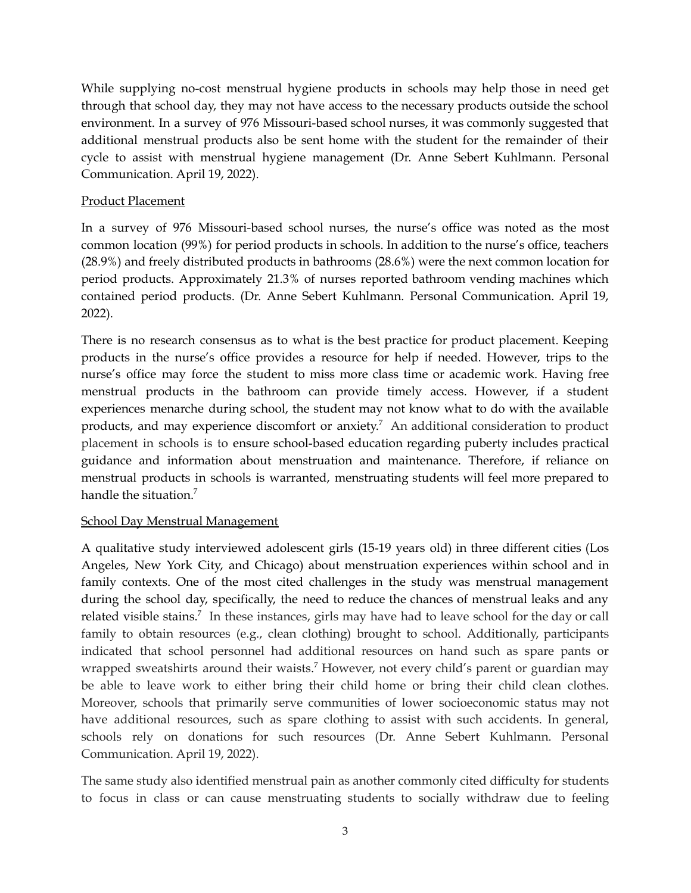While supplying no-cost menstrual hygiene products in schools may help those in need get through that school day, they may not have access to the necessary products outside the school environment. In a survey of 976 Missouri-based school nurses, it was commonly suggested that additional menstrual products also be sent home with the student for the remainder of their cycle to assist with menstrual hygiene management (Dr. Anne Sebert Kuhlmann. Personal Communication. April 19, 2022).

## Product Placement

In a survey of 976 Missouri-based school nurses, the nurse's office was noted as the most common location (99%) for period products in schools. In addition to the nurse's office, teachers (28.9%) and freely distributed products in bathrooms (28.6%) were the next common location for period products. Approximately 21.3% of nurses reported bathroom vending machines which contained period products. (Dr. Anne Sebert Kuhlmann. Personal Communication. April 19, 2022).

There is no research consensus as to what is the best practice for product placement. Keeping products in the nurse's office provides a resource for help if needed. However, trips to the nurse's office may force the student to miss more class time or academic work. Having free menstrual products in the bathroom can provide timely access. However, if a student experiences menarche during school, the student may not know what to do with the available products, and may experience discomfort or anxiety.[7] An additional consideration to product placement in schools is to ensure school-based education regarding puberty includes practical guidance and information about menstruation and maintenance. Therefore, if reliance on menstrual products in schools is warranted, menstruating students will feel more prepared to handle the situation.[7]

## School Day Menstrual Management

A qualitative study interviewed adolescent girls (15-19 years old) in three different cities (Los Angeles, New York City, and Chicago) about menstruation experiences within school and in family contexts. One of the most cited challenges in the study was menstrual management during the school day, specifically, the need to reduce the chances of menstrual leaks and any related visible stains.[7] In these instances, girls may have had to leave school for the day or call family to obtain resources (e.g., clean clothing) brought to school. Additionally, participants indicated that school personnel had additional resources on hand such as spare pants or wrapped sweatshirts around their waists.[7] However, not every child's parent or guardian may be able to leave work to either bring their child home or bring their child clean clothes. Moreover, schools that primarily serve communities of lower socioeconomic status may not have additional resources, such as spare clothing to assist with such accidents. In general, schools rely on donations for such resources (Dr. Anne Sebert Kuhlmann. Personal Communication. April 19, 2022).

The same study also identified menstrual pain as another commonly cited difficulty for students to focus in class or can cause menstruating students to socially withdraw due to feeling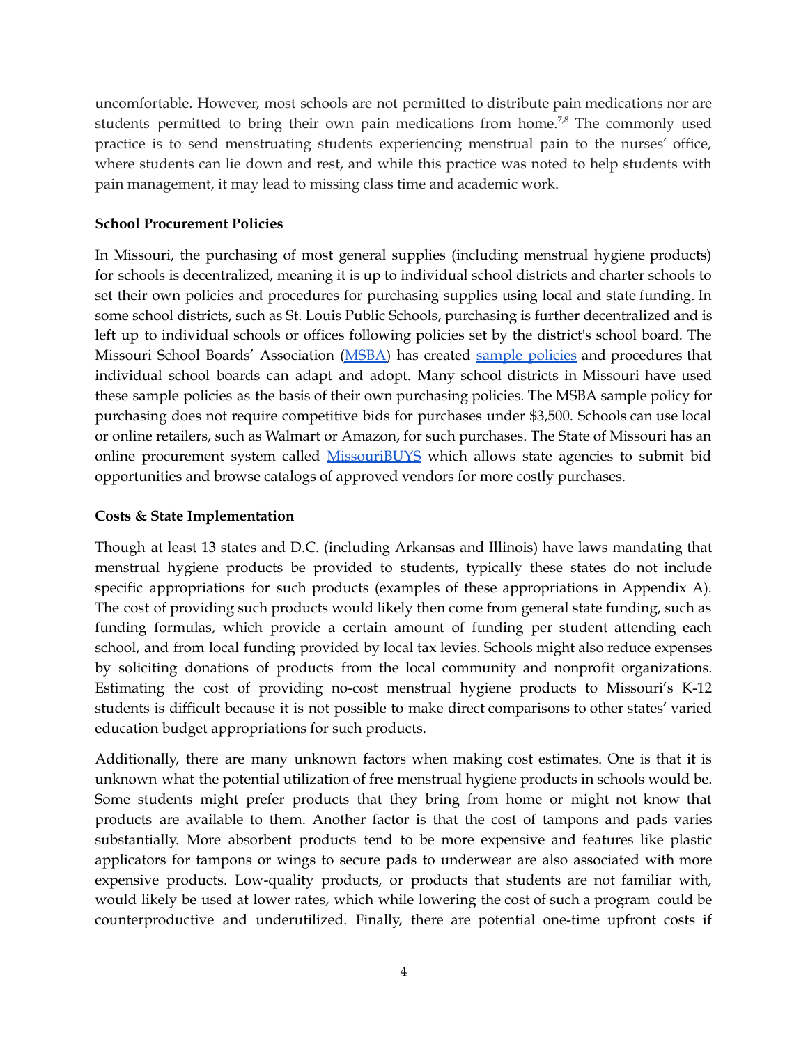uncomfortable. However, most schools are not permitted to distribute pain medications nor are students permitted to bring their own pain medications from home.[7,8] The commonly used practice is to send menstruating students experiencing menstrual pain to the nurses' office, where students can lie down and rest, and while this practice was noted to help students with pain management, it may lead to missing class time and academic work.

**School Procurement Policies**

In Missouri, the purchasing of most general supplies (including menstrual hygiene products) for schools is decentralized, meaning it is up to individual school districts and charter schools to set their own policies and procedures for purchasing supplies using local and state funding. In some school districts, such as St. Louis Public Schools, purchasing is further decentralized and is left up to individual schools or offices following policies set by the district's school board. The Missouri School Boards' Association (MSBA) has created sample policies and procedures that individual school boards can adapt and adopt. Many school districts in Missouri have used these sample policies as the basis of their own purchasing policies. The MSBA sample policy for purchasing does not require competitive bids for purchases under $3,500. Schools can use local or online retailers, such as Walmart or Amazon, for such purchases. The State of Missouri has an online procurement system called MissouriBUYS which allows state agencies to submit bid opportunities and browse catalogs of approved vendors for more costly purchases.

**Costs & State Implementation**

Though at least 13 states and D.C. (including Arkansas and Illinois) have laws mandating that menstrual hygiene products be provided to students, typically these states do not include specific appropriations for such products (examples of these appropriations in Appendix A). The cost of providing such products would likely then come from general state funding, such as funding formulas, which provide a certain amount of funding per student attending each school, and from local funding provided by local tax levies. Schools might also reduce expenses by soliciting donations of products from the local community and nonprofit organizations. Estimating the cost of providing no-cost menstrual hygiene products to Missouri's K-12 students is difficult because it is not possible to make direct comparisons to other states' varied education budget appropriations for such products.

Additionally, there are many unknown factors when making cost estimates. One is that it is unknown what the potential utilization of free menstrual hygiene products in schools would be. Some students might prefer products that they bring from home or might not know that products are available to them. Another factor is that the cost of tampons and pads varies substantially. More absorbent products tend to be more expensive and features like plastic applicators for tampons or wings to secure pads to underwear are also associated with more expensive products. Low-quality products, or products that students are not familiar with, would likely be used at lower rates, which while lowering the cost of such a program could be counterproductive and underutilized. Finally, there are potential one-time upfront costs if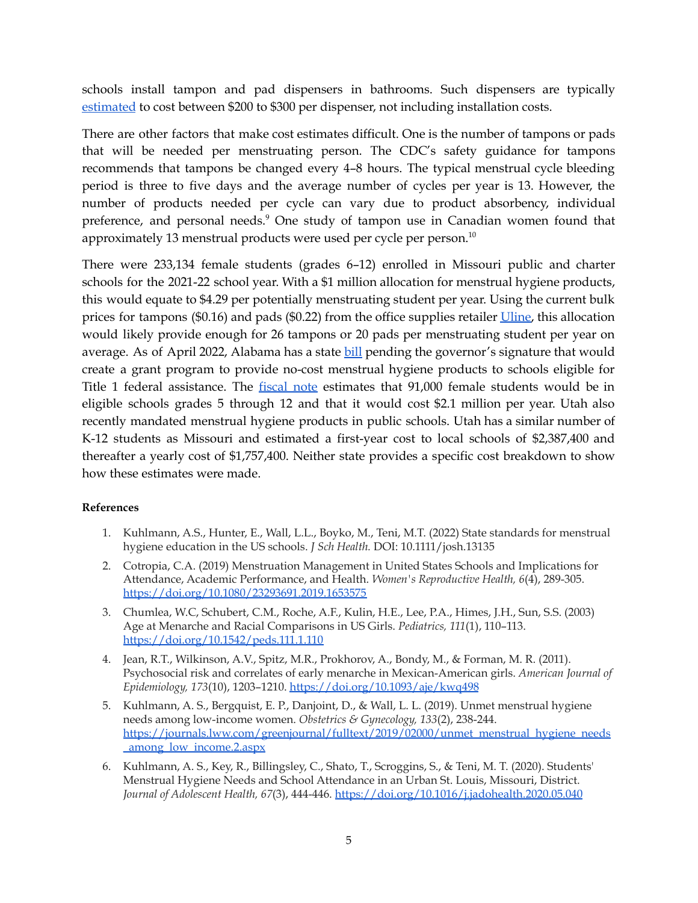schools install tampon and pad dispensers in bathrooms. Such dispensers are typically estimated to cost between $200 to $300 per dispenser, not including installation costs.

There are other factors that make cost estimates difficult. One is the number of tampons or pads that will be needed per menstruating person. The CDC's safety guidance for tampons recommends that tampons be changed every 4–8 hours. The typical menstrual cycle bleeding period is three to five days and the average number of cycles per year is 13. However, the number of products needed per cycle can vary due to product absorbency, individual preference, and personal needs.[9] One study of tampon use in Canadian women found that approximately 13 menstrual products were used per cycle per person.[10]

There were 233,134 female students (grades 6–12) enrolled in Missouri public and charter schools for the 2021-22 school year. With a $1 million allocation for menstrual hygiene products, this would equate to $4.29 per potentially menstruating student per year. Using the current bulk prices for tampons ($0.16) and pads ($0.22) from the office supplies retailer Uline, this allocation would likely provide enough for 26 tampons or 20 pads per menstruating student per year on average. As of April 2022, Alabama has a state bill pending the governor's signature that would create a grant program to provide no-cost menstrual hygiene products to schools eligible for Title 1 federal assistance. The fiscal note estimates that 91,000 female students would be in eligible schools grades 5 through 12 and that it would cost $2.1 million per year. Utah also recently mandated menstrual hygiene products in public schools. Utah has a similar number of K-12 students as Missouri and estimated a first-year cost to local schools of $2,387,400 and thereafter a yearly cost of $1,757,400. Neither state provides a specific cost breakdown to show how these estimates were made.

**References**

1. Kuhlmann, A.S., Hunter, E., Wall, L.L., Boyko, M., Teni, M.T. (2022) State standards for menstrual hygiene education in the US schools. *J Sch Health.* DOI: 10.1111/josh.13135
2. Cotropia, C.A. (2019) Menstruation Management in United States Schools and Implications for Attendance, Academic Performance, and Health. *Women's Reproductive Health, 6*(4), 289-305. https://doi.org/10.1080/23293691.2019.1653575
3. Chumlea, W.C, Schubert, C.M., Roche, A.F., Kulin, H.E., Lee, P.A., Himes, J.H., Sun, S.S. (2003) Age at Menarche and Racial Comparisons in US Girls. *Pediatrics, 111*(1), 110–113. https://doi.org/10.1542/peds.111.1.110
4. Jean, R.T., Wilkinson, A.V., Spitz, M.R., Prokhorov, A., Bondy, M., & Forman, M. R. (2011). Psychosocial risk and correlates of early menarche in Mexican-American girls. *American Journal of Epidemiology, 173*(10), 1203–1210. https://doi.org/10.1093/aje/kwq498
5. Kuhlmann, A. S., Bergquist, E. P., Danjoint, D., & Wall, L. L. (2019). Unmet menstrual hygiene needs among low-income women. *Obstetrics & Gynecology, 133*(2), 238-244. https://journals.lww.com/greenjournal/fulltext/2019/02000/unmet_menstrual_hygiene_needs_among_low_income.2.aspx
6. Kuhlmann, A. S., Key, R., Billingsley, C., Shato, T., Scroggins, S., & Teni, M. T. (2020). Students' Menstrual Hygiene Needs and School Attendance in an Urban St. Louis, Missouri, District. *Journal of Adolescent Health, 67*(3), 444-446. https://doi.org/10.1016/j.jadohealth.2020.05.040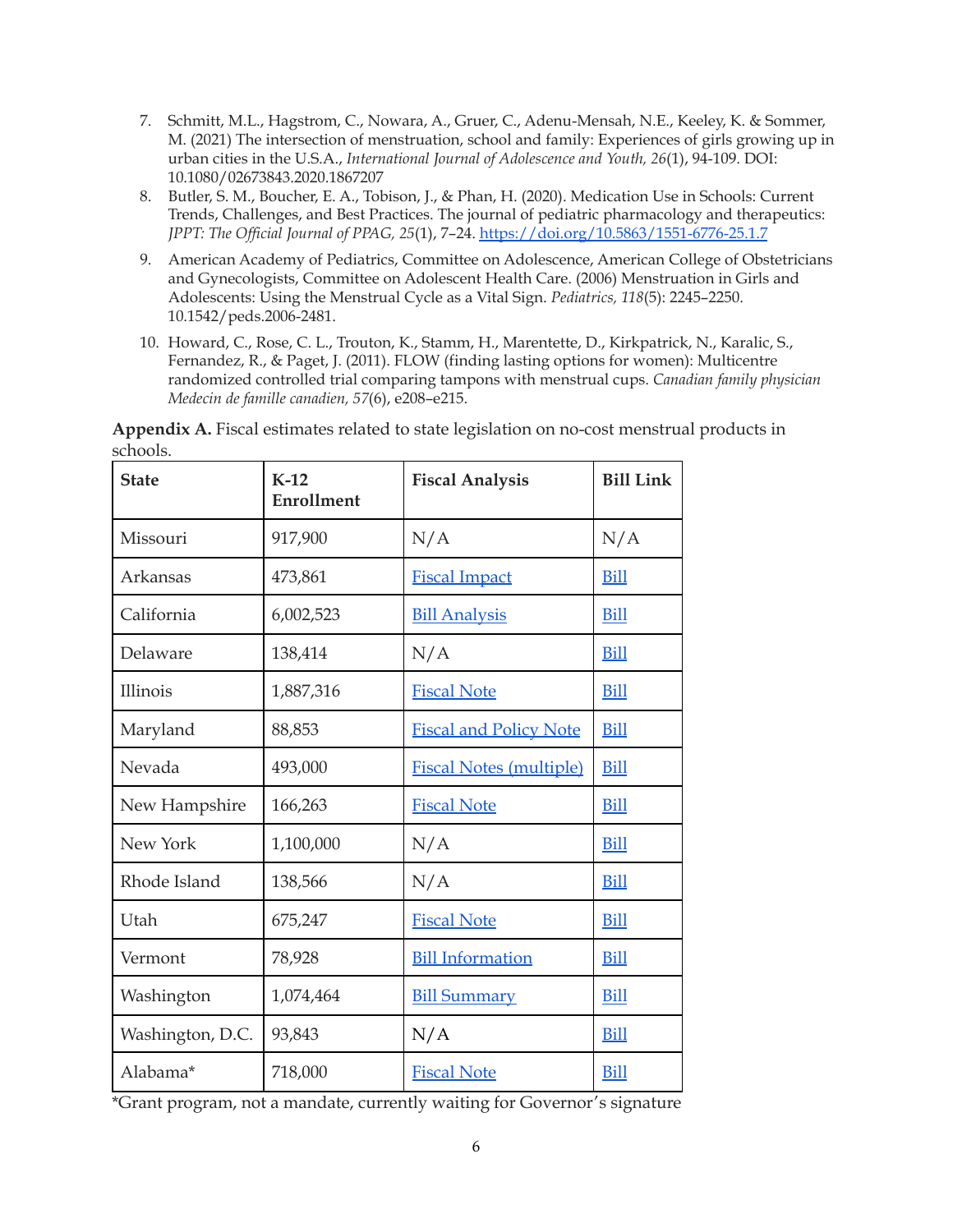7. Schmitt, M.L., Hagstrom, C., Nowara, A., Gruer, C., Adenu-Mensah, N.E., Keeley, K. & Sommer, M. (2021) The intersection of menstruation, school and family: Experiences of girls growing up in urban cities in the U.S.A., *International Journal of Adolescence and Youth, 26*(1), 94-109. DOI: 10.1080/02673843.2020.1867207
8. Butler, S. M., Boucher, E. A., Tobison, J., & Phan, H. (2020). Medication Use in Schools: Current Trends, Challenges, and Best Practices. The journal of pediatric pharmacology and therapeutics: *JPPT: The Official Journal of PPAG, 25*(1), 7–24. https://doi.org/10.5863/1551-6776-25.1.7
9. American Academy of Pediatrics, Committee on Adolescence, American College of Obstetricians and Gynecologists, Committee on Adolescent Health Care. (2006) Menstruation in Girls and Adolescents: Using the Menstrual Cycle as a Vital Sign. *Pediatrics, 118*(5): 2245–2250. 10.1542/peds.2006-2481.
10. Howard, C., Rose, C. L., Trouton, K., Stamm, H., Marentette, D., Kirkpatrick, N., Karalic, S., Fernandez, R., & Paget, J. (2011). FLOW (finding lasting options for women): Multicentre randomized controlled trial comparing tampons with menstrual cups. *Canadian family physician Medecin de famille canadien, 57*(6), e208–e215.

**Appendix A.** Fiscal estimates related to state legislation on no-cost menstrual products in schools.

| State | K-12 Enrollment | Fiscal Analysis | Bill Link |
|---|---|---|---|
| Missouri | 917,900 | N/A | N/A |
| Arkansas | 473,861 | Fiscal Impact | Bill |
| California | 6,002,523 | Bill Analysis | Bill |
| Delaware | 138,414 | N/A | Bill |
| Illinois | 1,887,316 | Fiscal Note | Bill |
| Maryland | 88,853 | Fiscal and Policy Note | Bill |
| Nevada | 493,000 | Fiscal Notes (multiple) | Bill |
| New Hampshire | 166,263 | Fiscal Note | Bill |
| New York | 1,100,000 | N/A | Bill |
| Rhode Island | 138,566 | N/A | Bill |
| Utah | 675,247 | Fiscal Note | Bill |
| Vermont | 78,928 | Bill Information | Bill |
| Washington | 1,074,464 | Bill Summary | Bill |
| Washington, D.C. | 93,843 | N/A | Bill |
| Alabama* | 718,000 | Fiscal Note | Bill |

*Grant program, not a mandate, currently waiting for Governor's signature